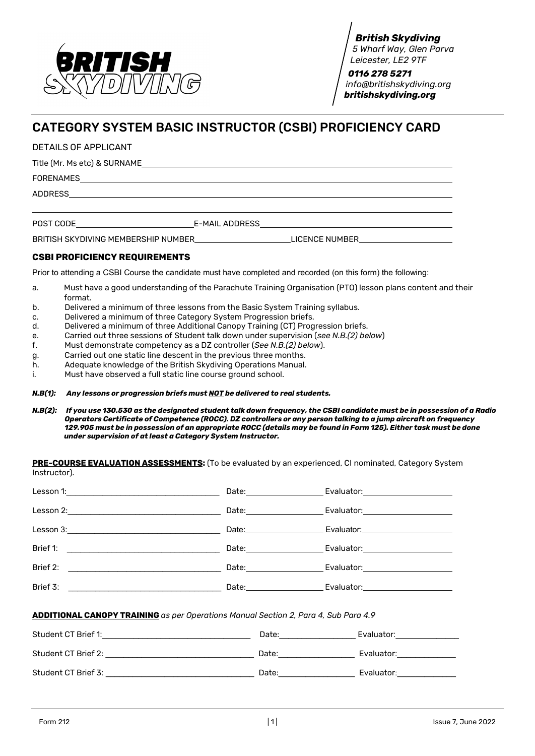**British Skydiving**
5 Wharf Way, Glen Parva
Leicester, LE2 9TF

**0116 278 5271**
info@britishskydiving.org
**britishskydiving.org**

# CATEGORY SYSTEM BASIC INSTRUCTOR (CSBI) PROFICIENCY CARD

DETAILS OF APPLICANT

Title (Mr. Ms etc) & SURNAME ____________________

FORENAMES ____________________

ADDRESS ____________________

____________________

POST CODE ____________________ E-MAIL ADDRESS ____________________

BRITISH SKYDIVING MEMBERSHIP NUMBER ____________________ LICENCE NUMBER ____________________

### CSBI PROFICIENCY REQUIREMENTS

Prior to attending a CSBI Course the candidate must have completed and recorded (on this form) the following:

a. Must have a good understanding of the Parachute Training Organisation (PTO) lesson plans content and their format.
b. Delivered a minimum of three lessons from the Basic System Training syllabus.
c. Delivered a minimum of three Category System Progression briefs.
d. Delivered a minimum of three Additional Canopy Training (CT) Progression briefs.
e. Carried out three sessions of Student talk down under supervision (*see N.B.(2) below*)
f. Must demonstrate competency as a DZ controller (*See N.B.(2) below*).
g. Carried out one static line descent in the previous three months.
h. Adequate knowledge of the British Skydiving Operations Manual.
i. Must have observed a full static line course ground school.

***N.B(1): Any lessons or progression briefs must NOT be delivered to real students.***

***N.B(2): If you use 130.530 as the designated student talk down frequency, the CSBI candidate must be in possession of a Radio Operators Certificate of Competence (ROCC). DZ controllers or any person talking to a jump aircraft on frequency 129.905 must be in possession of an appropriate ROCC (details may be found in Form 125). Either task must be done under supervision of at least a Category System Instructor.***

**PRE-COURSE EVALUATION ASSESSMENTS:** (To be evaluated by an experienced, CI nominated, Category System Instructor).

| | Date | Evaluator |
|---|---|---|
| Lesson 1: | | |
| Lesson 2: | | |
| Lesson 3: | | |
| Brief 1: | | |
| Brief 2: | | |
| Brief 3: | | |

**ADDITIONAL CANOPY TRAINING** *as per Operations Manual Section 2, Para 4, Sub Para 4.9*

| | Date | Evaluator |
|---|---|---|
| Student CT Brief 1: | | |
| Student CT Brief 2: | | |
| Student CT Brief 3: | | |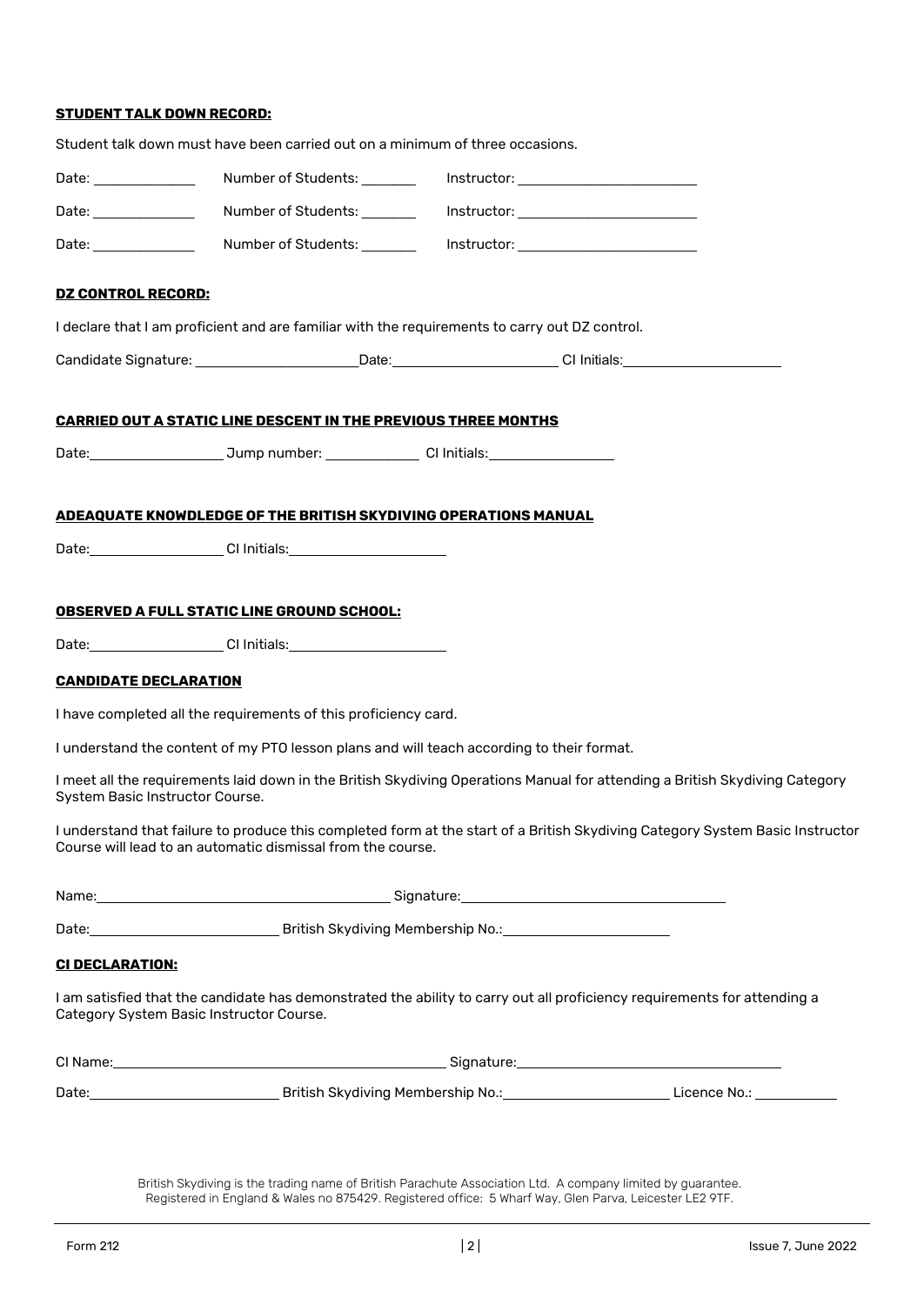**STUDENT TALK DOWN RECORD:**

Student talk down must have been carried out on a minimum of three occasions.

Date: _____________ Number of Students: _______ Instructor: _______________________

Date: _____________ Number of Students: _______ Instructor: _______________________

Date: _____________ Number of Students: _______ Instructor: _______________________

**DZ CONTROL RECORD:**

I declare that I am proficient and are familiar with the requirements to carry out DZ control.

Candidate Signature: _____________________ Date: _____________________ CI Initials: _____________________

**CARRIED OUT A STATIC LINE DESCENT IN THE PREVIOUS THREE MONTHS**

Date: _________________ Jump number: ____________ CI Initials: ________________

**ADEAQUATE KNOWLDEGE OF THE BRITISH SKYDIVING OPERATIONS MANUAL**

Date: _________________ CI Initials: _____________________

**OBSERVED A FULL STATIC LINE GROUND SCHOOL:**

Date: _________________ CI Initials: _____________________

**CANDIDATE DECLARATION**

I have completed all the requirements of this proficiency card.

I understand the content of my PTO lesson plans and will teach according to their format.

I meet all the requirements laid down in the British Skydiving Operations Manual for attending a British Skydiving Category System Basic Instructor Course.

I understand that failure to produce this completed form at the start of a British Skydiving Category System Basic Instructor Course will lead to an automatic dismissal from the course.

Name: ______________________________________ Signature: ___________________________________

Date: ________________________ British Skydiving Membership No.: ______________________

**CI DECLARATION:**

I am satisfied that the candidate has demonstrated the ability to carry out all proficiency requirements for attending a Category System Basic Instructor Course.

CI Name: ____________________________________________ Signature: ___________________________________

Date: ________________________ British Skydiving Membership No.: ______________________ Licence No.: __________

British Skydiving is the trading name of British Parachute Association Ltd. A company limited by guarantee.
Registered in England & Wales no 875429. Registered office: 5 Wharf Way, Glen Parva, Leicester LE2 9TF.

Form 212 | Issue 7, June 2022